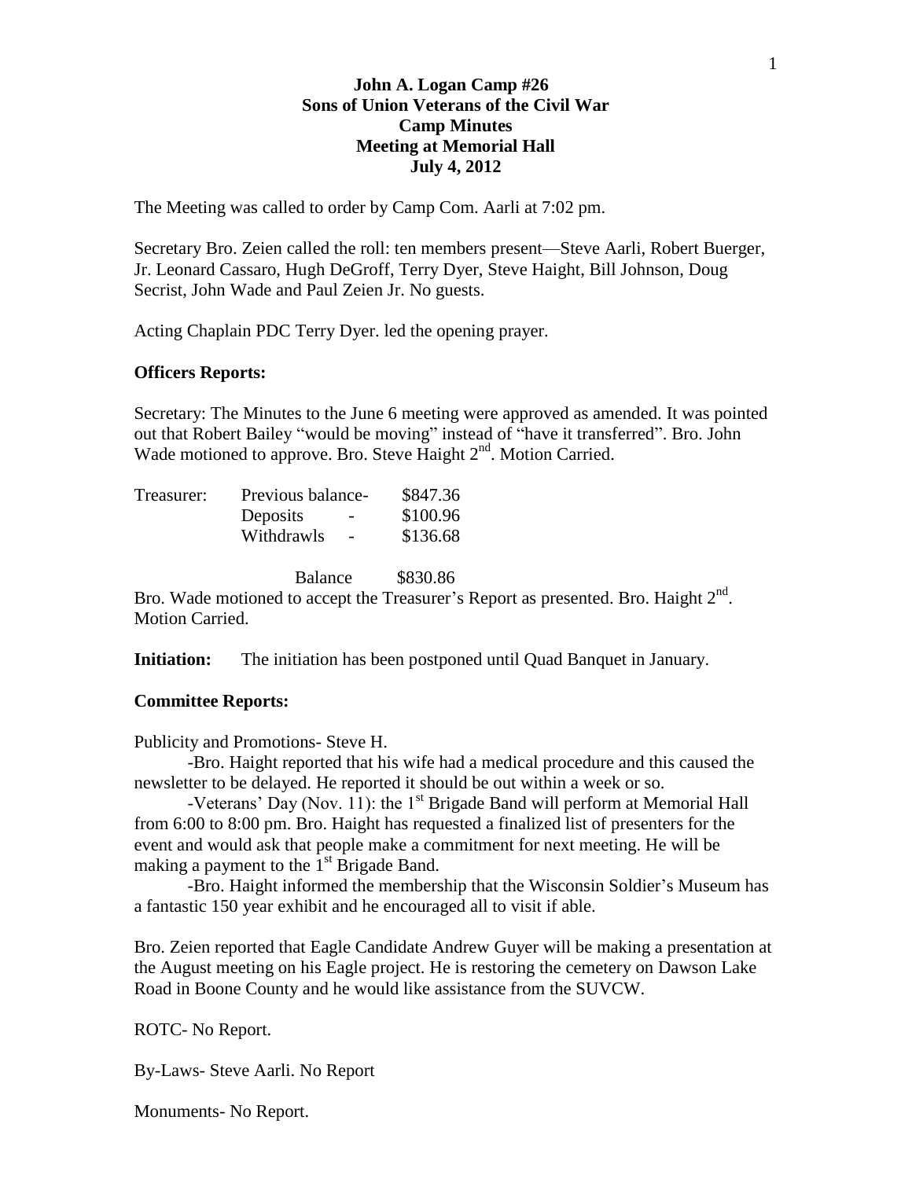**John A. Logan Camp #26**
**Sons of Union Veterans of the Civil War**
**Camp Minutes**
**Meeting at Memorial Hall**
**July 4, 2012**

The Meeting was called to order by Camp Com. Aarli at 7:02 pm.

Secretary Bro. Zeien called the roll: ten members present—Steve Aarli, Robert Buerger, Jr. Leonard Cassaro, Hugh DeGroff, Terry Dyer, Steve Haight, Bill Johnson, Doug Secrist, John Wade and Paul Zeien Jr. No guests.

Acting Chaplain PDC Terry Dyer. led the opening prayer.

### Officers Reports:

Secretary: The Minutes to the June 6 meeting were approved as amended. It was pointed out that Robert Bailey "would be moving" instead of "have it transferred". Bro. John Wade motioned to approve. Bro. Steve Haight 2nd. Motion Carried.

| Treasurer: | Previous balance- | $847.36 |
|---|---|---|
| | Deposits - | $100.96 |
| | Withdrawls - | $136.68 |
| | Balance | $830.86 |

Bro. Wade motioned to accept the Treasurer's Report as presented. Bro. Haight 2nd. Motion Carried.

**Initiation:** The initiation has been postponed until Quad Banquet in January.

### Committee Reports:

Publicity and Promotions- Steve H.

-Bro. Haight reported that his wife had a medical procedure and this caused the newsletter to be delayed. He reported it should be out within a week or so.

-Veterans' Day (Nov. 11): the 1st Brigade Band will perform at Memorial Hall from 6:00 to 8:00 pm. Bro. Haight has requested a finalized list of presenters for the event and would ask that people make a commitment for next meeting. He will be making a payment to the 1st Brigade Band.

-Bro. Haight informed the membership that the Wisconsin Soldier's Museum has a fantastic 150 year exhibit and he encouraged all to visit if able.

Bro. Zeien reported that Eagle Candidate Andrew Guyer will be making a presentation at the August meeting on his Eagle project. He is restoring the cemetery on Dawson Lake Road in Boone County and he would like assistance from the SUVCW.

ROTC- No Report.

By-Laws- Steve Aarli. No Report

Monuments- No Report.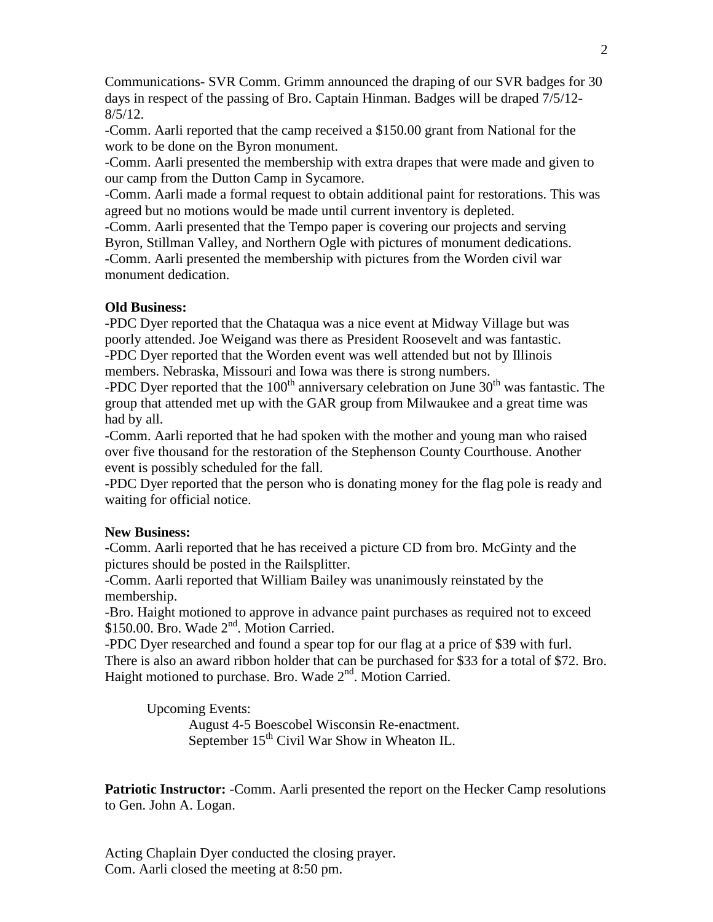Communications- SVR Comm. Grimm announced the draping of our SVR badges for 30 days in respect of the passing of Bro. Captain Hinman. Badges will be draped 7/5/12-8/5/12.

-Comm. Aarli reported that the camp received a $150.00 grant from National for the work to be done on the Byron monument.

-Comm. Aarli presented the membership with extra drapes that were made and given to our camp from the Dutton Camp in Sycamore.

-Comm. Aarli made a formal request to obtain additional paint for restorations. This was agreed but no motions would be made until current inventory is depleted.

-Comm. Aarli presented that the Tempo paper is covering our projects and serving Byron, Stillman Valley, and Northern Ogle with pictures of monument dedications.

-Comm. Aarli presented the membership with pictures from the Worden civil war monument dedication.

**Old Business:**

-PDC Dyer reported that the Chataqua was a nice event at Midway Village but was poorly attended. Joe Weigand was there as President Roosevelt and was fantastic.

-PDC Dyer reported that the Worden event was well attended but not by Illinois members. Nebraska, Missouri and Iowa was there is strong numbers.

-PDC Dyer reported that the 100th anniversary celebration on June 30th was fantastic. The group that attended met up with the GAR group from Milwaukee and a great time was had by all.

-Comm. Aarli reported that he had spoken with the mother and young man who raised over five thousand for the restoration of the Stephenson County Courthouse. Another event is possibly scheduled for the fall.

-PDC Dyer reported that the person who is donating money for the flag pole is ready and waiting for official notice.

**New Business:**

-Comm. Aarli reported that he has received a picture CD from bro. McGinty and the pictures should be posted in the Railsplitter.

-Comm. Aarli reported that William Bailey was unanimously reinstated by the membership.

-Bro. Haight motioned to approve in advance paint purchases as required not to exceed $150.00. Bro. Wade 2nd. Motion Carried.

-PDC Dyer researched and found a spear top for our flag at a price of $39 with furl. There is also an award ribbon holder that can be purchased for $33 for a total of $72. Bro. Haight motioned to purchase. Bro. Wade 2nd. Motion Carried.

Upcoming Events:

August 4-5 Boescobel Wisconsin Re-enactment.
September 15th Civil War Show in Wheaton IL.

**Patriotic Instructor:** -Comm. Aarli presented the report on the Hecker Camp resolutions to Gen. John A. Logan.

Acting Chaplain Dyer conducted the closing prayer.
Com. Aarli closed the meeting at 8:50 pm.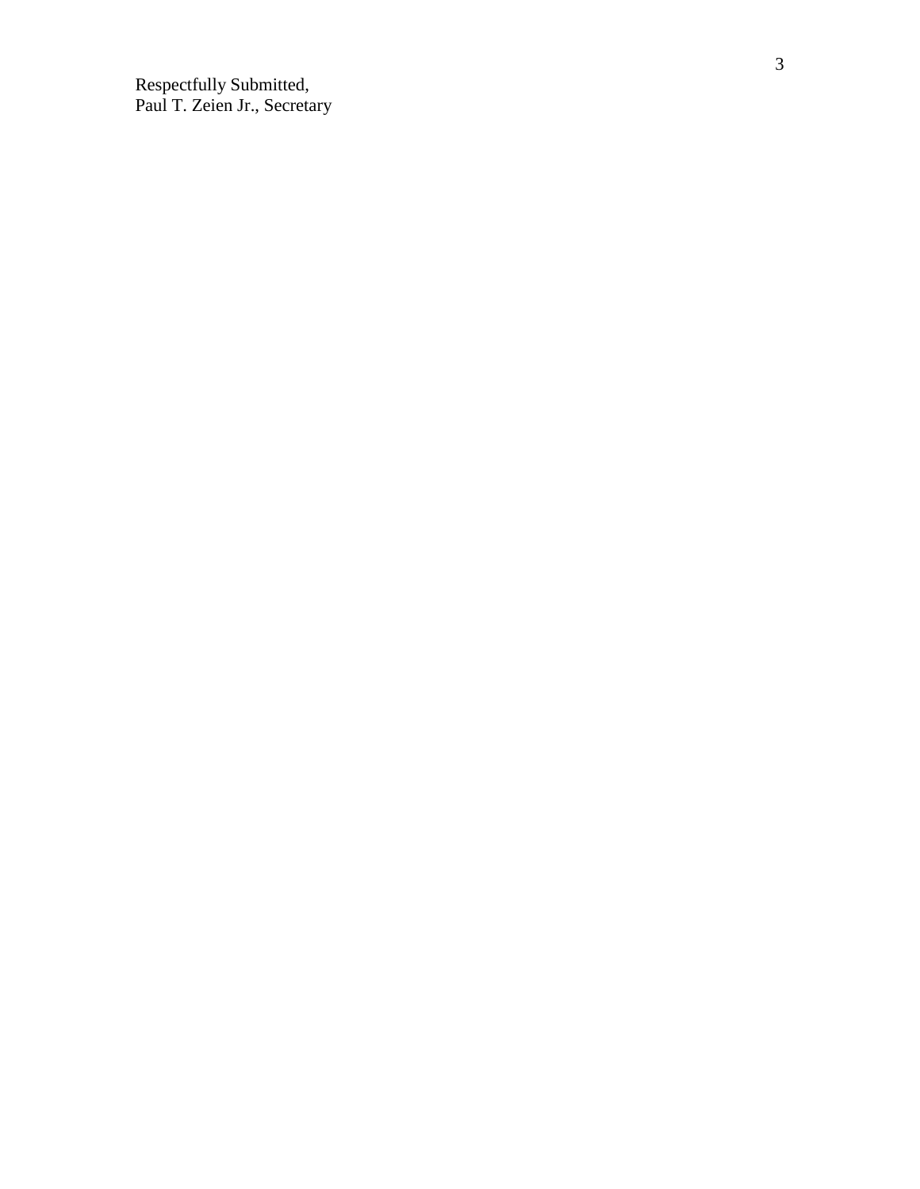Respectfully Submitted,
Paul T. Zeien Jr., Secretary